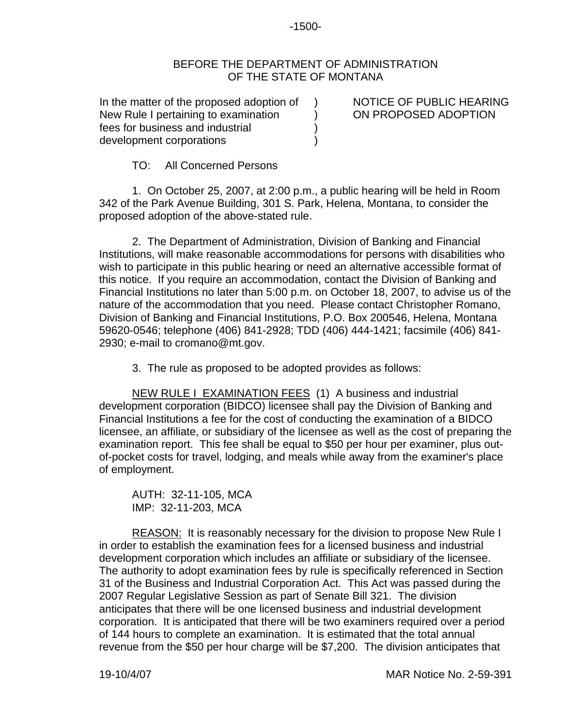BEFORE THE DEPARTMENT OF ADMINISTRATION
OF THE STATE OF MONTANA

| In the matter of the proposed adoption of New Rule I pertaining to examination fees for business and industrial development corporations | ) | NOTICE OF PUBLIC HEARING ON PROPOSED ADOPTION |
|---|---|---|

TO: All Concerned Persons

1. On October 25, 2007, at 2:00 p.m., a public hearing will be held in Room 342 of the Park Avenue Building, 301 S. Park, Helena, Montana, to consider the proposed adoption of the above-stated rule.

2. The Department of Administration, Division of Banking and Financial Institutions, will make reasonable accommodations for persons with disabilities who wish to participate in this public hearing or need an alternative accessible format of this notice. If you require an accommodation, contact the Division of Banking and Financial Institutions no later than 5:00 p.m. on October 18, 2007, to advise us of the nature of the accommodation that you need. Please contact Christopher Romano, Division of Banking and Financial Institutions, P.O. Box 200546, Helena, Montana 59620-0546; telephone (406) 841-2928; TDD (406) 444-1421; facsimile (406) 841-2930; e-mail to cromano@mt.gov.

3. The rule as proposed to be adopted provides as follows:

NEW RULE I EXAMINATION FEES (1) A business and industrial development corporation (BIDCO) licensee shall pay the Division of Banking and Financial Institutions a fee for the cost of conducting the examination of a BIDCO licensee, an affiliate, or subsidiary of the licensee as well as the cost of preparing the examination report. This fee shall be equal to $50 per hour per examiner, plus out-of-pocket costs for travel, lodging, and meals while away from the examiner's place of employment.

AUTH: 32-11-105, MCA
IMP: 32-11-203, MCA

REASON: It is reasonably necessary for the division to propose New Rule I in order to establish the examination fees for a licensed business and industrial development corporation which includes an affiliate or subsidiary of the licensee. The authority to adopt examination fees by rule is specifically referenced in Section 31 of the Business and Industrial Corporation Act. This Act was passed during the 2007 Regular Legislative Session as part of Senate Bill 321. The division anticipates that there will be one licensed business and industrial development corporation. It is anticipated that there will be two examiners required over a period of 144 hours to complete an examination. It is estimated that the total annual revenue from the $50 per hour charge will be $7,200. The division anticipates that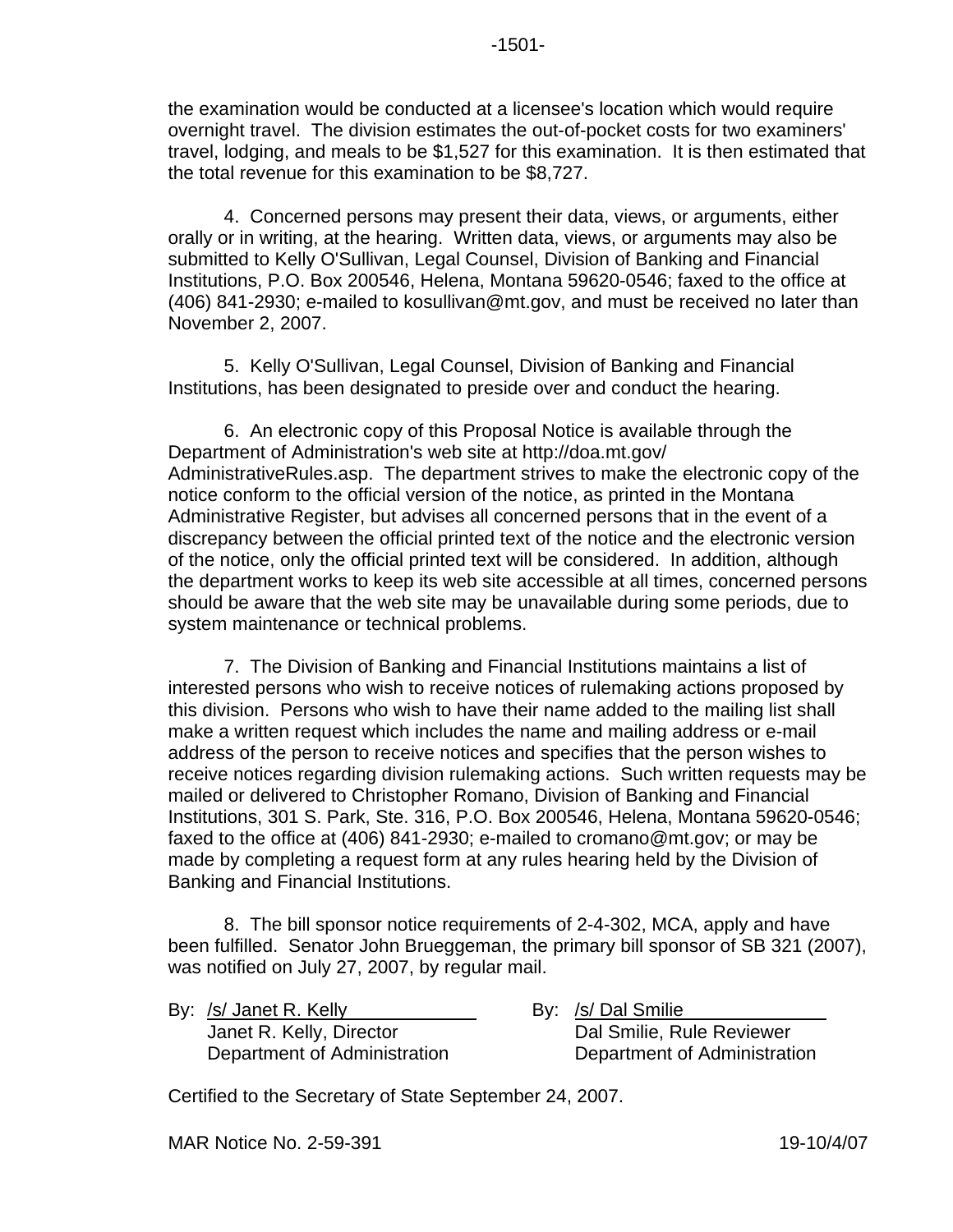the examination would be conducted at a licensee's location which would require overnight travel. The division estimates the out-of-pocket costs for two examiners' travel, lodging, and meals to be $1,527 for this examination. It is then estimated that the total revenue for this examination to be $8,727.

4. Concerned persons may present their data, views, or arguments, either orally or in writing, at the hearing. Written data, views, or arguments may also be submitted to Kelly O'Sullivan, Legal Counsel, Division of Banking and Financial Institutions, P.O. Box 200546, Helena, Montana 59620-0546; faxed to the office at (406) 841-2930; e-mailed to kosullivan@mt.gov, and must be received no later than November 2, 2007.

5. Kelly O'Sullivan, Legal Counsel, Division of Banking and Financial Institutions, has been designated to preside over and conduct the hearing.

6. An electronic copy of this Proposal Notice is available through the Department of Administration's web site at http://doa.mt.gov/AdministrativeRules.asp. The department strives to make the electronic copy of the notice conform to the official version of the notice, as printed in the Montana Administrative Register, but advises all concerned persons that in the event of a discrepancy between the official printed text of the notice and the electronic version of the notice, only the official printed text will be considered. In addition, although the department works to keep its web site accessible at all times, concerned persons should be aware that the web site may be unavailable during some periods, due to system maintenance or technical problems.

7. The Division of Banking and Financial Institutions maintains a list of interested persons who wish to receive notices of rulemaking actions proposed by this division. Persons who wish to have their name added to the mailing list shall make a written request which includes the name and mailing address or e-mail address of the person to receive notices and specifies that the person wishes to receive notices regarding division rulemaking actions. Such written requests may be mailed or delivered to Christopher Romano, Division of Banking and Financial Institutions, 301 S. Park, Ste. 316, P.O. Box 200546, Helena, Montana 59620-0546; faxed to the office at (406) 841-2930; e-mailed to cromano@mt.gov; or may be made by completing a request form at any rules hearing held by the Division of Banking and Financial Institutions.

8. The bill sponsor notice requirements of 2-4-302, MCA, apply and have been fulfilled. Senator John Brueggeman, the primary bill sponsor of SB 321 (2007), was notified on July 27, 2007, by regular mail.

By: /s/ Janet R. Kelly
Janet R. Kelly, Director
Department of Administration

By: /s/ Dal Smilie
Dal Smilie, Rule Reviewer
Department of Administration

Certified to the Secretary of State September 24, 2007.

MAR Notice No. 2-59-391